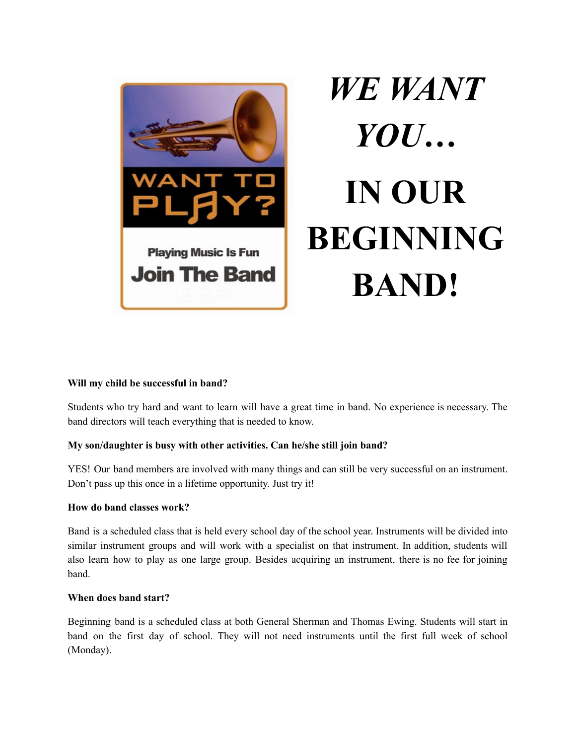# *WE WANT YOU…*

# IN OUR BEGINNING BAND!

**Will my child be successful in band?**

Students who try hard and want to learn will have a great time in band. No experience is necessary. The band directors will teach everything that is needed to know.

**My son/daughter is busy with other activities. Can he/she still join band?**

YES! Our band members are involved with many things and can still be very successful on an instrument. Don't pass up this once in a lifetime opportunity. Just try it!

**How do band classes work?**

Band is a scheduled class that is held every school day of the school year. Instruments will be divided into similar instrument groups and will work with a specialist on that instrument. In addition, students will also learn how to play as one large group. Besides acquiring an instrument, there is no fee for joining band.

**When does band start?**

Beginning band is a scheduled class at both General Sherman and Thomas Ewing. Students will start in band on the first day of school. They will not need instruments until the first full week of school (Monday).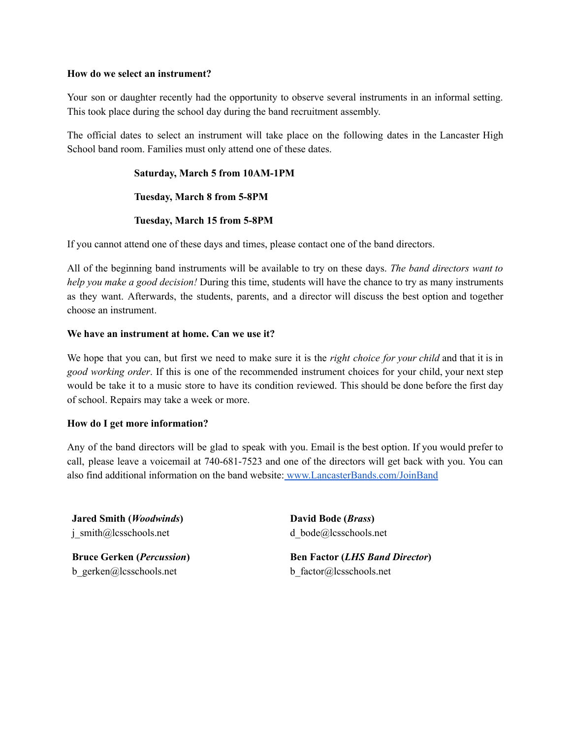**How do we select an instrument?**

Your son or daughter recently had the opportunity to observe several instruments in an informal setting. This took place during the school day during the band recruitment assembly.

The official dates to select an instrument will take place on the following dates in the Lancaster High School band room. Families must only attend one of these dates.

**Saturday, March 5 from 10AM-1PM**

**Tuesday, March 8 from 5-8PM**

**Tuesday, March 15 from 5-8PM**

If you cannot attend one of these days and times, please contact one of the band directors.

All of the beginning band instruments will be available to try on these days. *The band directors want to help you make a good decision!* During this time, students will have the chance to try as many instruments as they want. Afterwards, the students, parents, and a director will discuss the best option and together choose an instrument.

**We have an instrument at home. Can we use it?**

We hope that you can, but first we need to make sure it is the *right choice for your child* and that it is in *good working order*. If this is one of the recommended instrument choices for your child, your next step would be take it to a music store to have its condition reviewed. This should be done before the first day of school. Repairs may take a week or more.

**How do I get more information?**

Any of the band directors will be glad to speak with you. Email is the best option. If you would prefer to call, please leave a voicemail at 740-681-7523 and one of the directors will get back with you. You can also find additional information on the band website: [www.LancasterBands.com/JoinBand](http://www.LancasterBands.com/JoinBand)

**Jared Smith (*Woodwinds*)**
j_smith@lcsschools.net

**David Bode (*Brass*)**
d_bode@lcsschools.net

**Bruce Gerken (*Percussion*)**
b_gerken@lcsschools.net

**Ben Factor (*LHS Band Director*)**
b_factor@lcsschools.net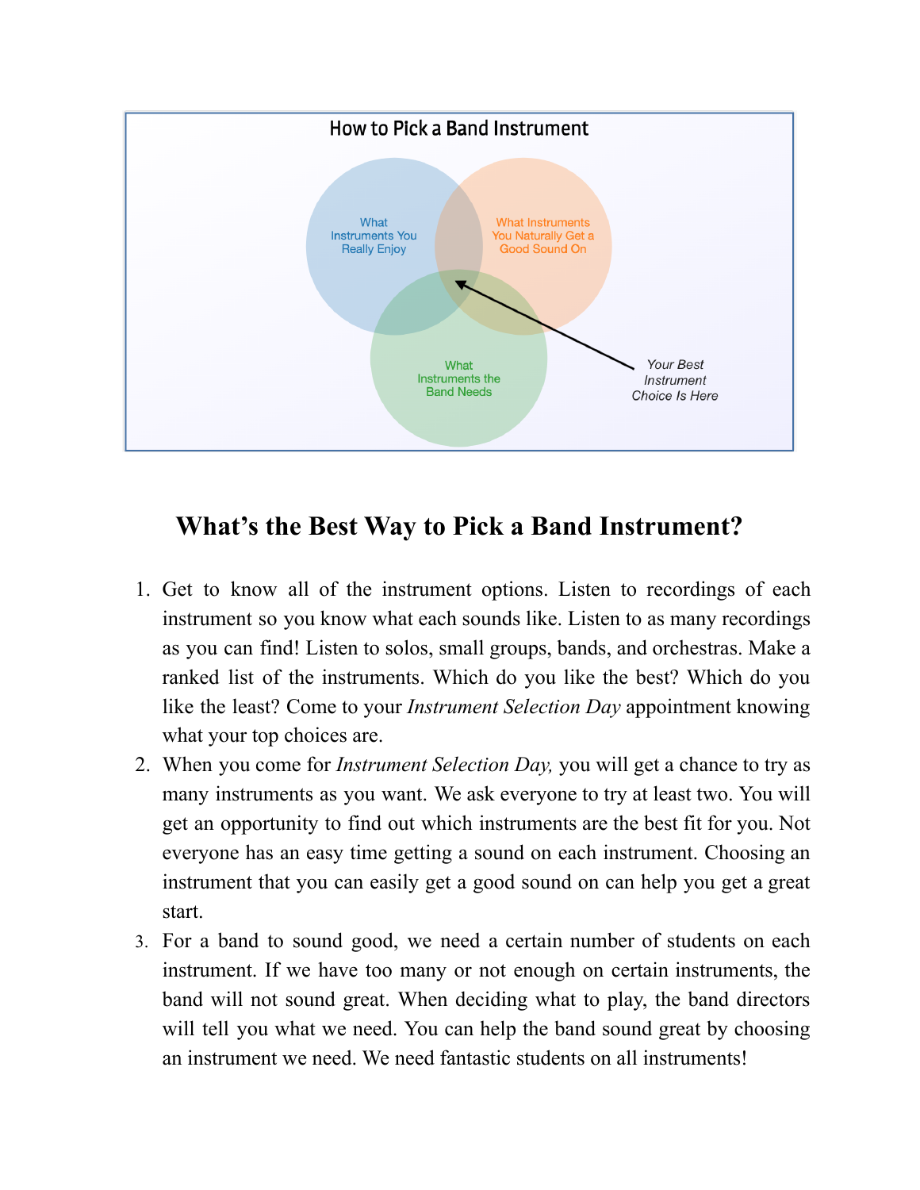How to Pick a Band Instrument

What Instruments You Really Enjoy

What Instruments You Naturally Get a Good Sound On

What Instruments the Band Needs

*Your Best Instrument Choice Is Here*

## What's the Best Way to Pick a Band Instrument?

1. Get to know all of the instrument options. Listen to recordings of each instrument so you know what each sounds like. Listen to as many recordings as you can find! Listen to solos, small groups, bands, and orchestras. Make a ranked list of the instruments. Which do you like the best? Which do you like the least? Come to your *Instrument Selection Day* appointment knowing what your top choices are.
2. When you come for *Instrument Selection Day,* you will get a chance to try as many instruments as you want. We ask everyone to try at least two. You will get an opportunity to find out which instruments are the best fit for you. Not everyone has an easy time getting a sound on each instrument. Choosing an instrument that you can easily get a good sound on can help you get a great start.
3. For a band to sound good, we need a certain number of students on each instrument. If we have too many or not enough on certain instruments, the band will not sound great. When deciding what to play, the band directors will tell you what we need. You can help the band sound great by choosing an instrument we need. We need fantastic students on all instruments!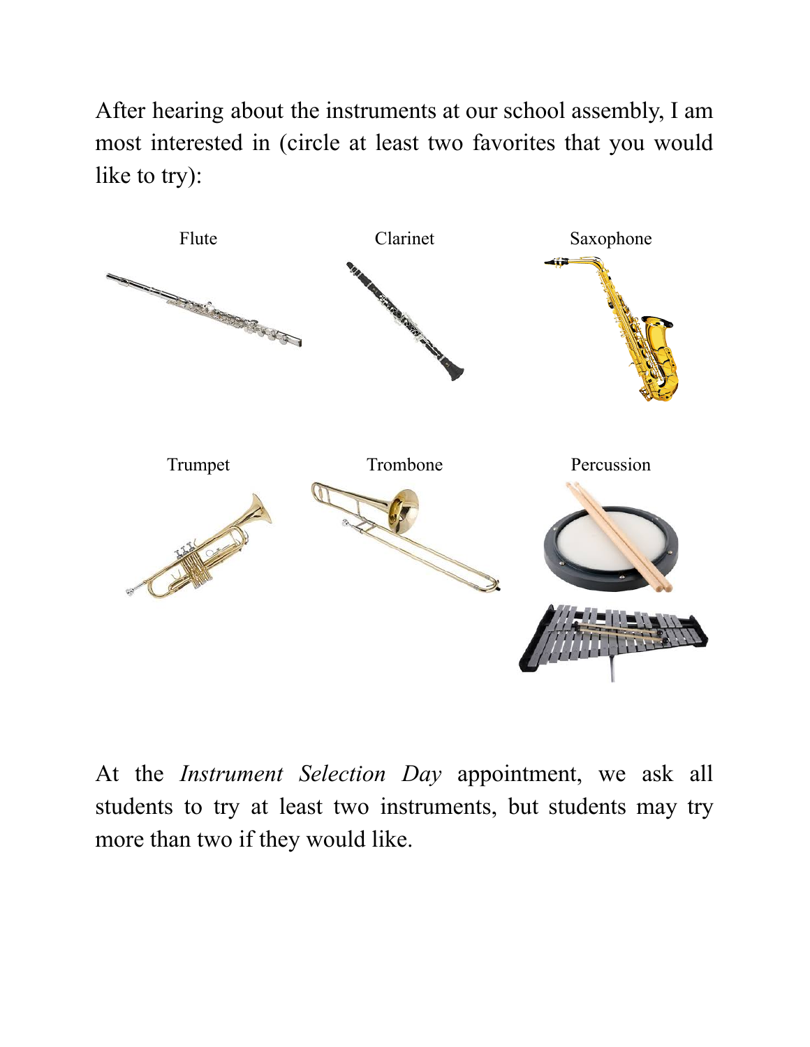After hearing about the instruments at our school assembly, I am most interested in (circle at least two favorites that you would like to try):

Flute

Clarinet

Saxophone

Trumpet

Trombone

Percussion

At the *Instrument Selection Day* appointment, we ask all students to try at least two instruments, but students may try more than two if they would like.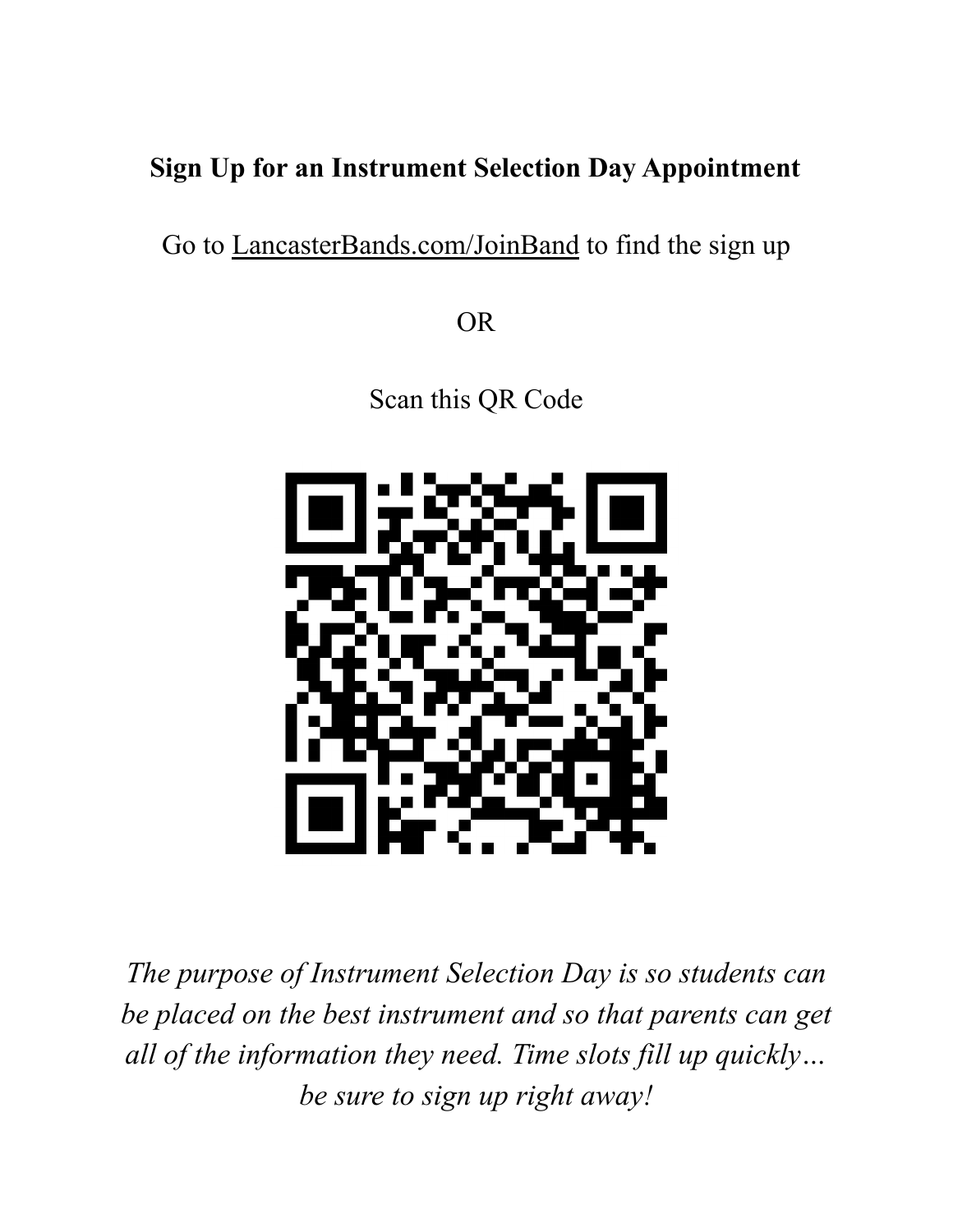**Sign Up for an Instrument Selection Day Appointment**

Go to LancasterBands.com/JoinBand to find the sign up

OR

Scan this QR Code

*The purpose of Instrument Selection Day is so students can be placed on the best instrument and so that parents can get all of the information they need. Time slots fill up quickly… be sure to sign up right away!*